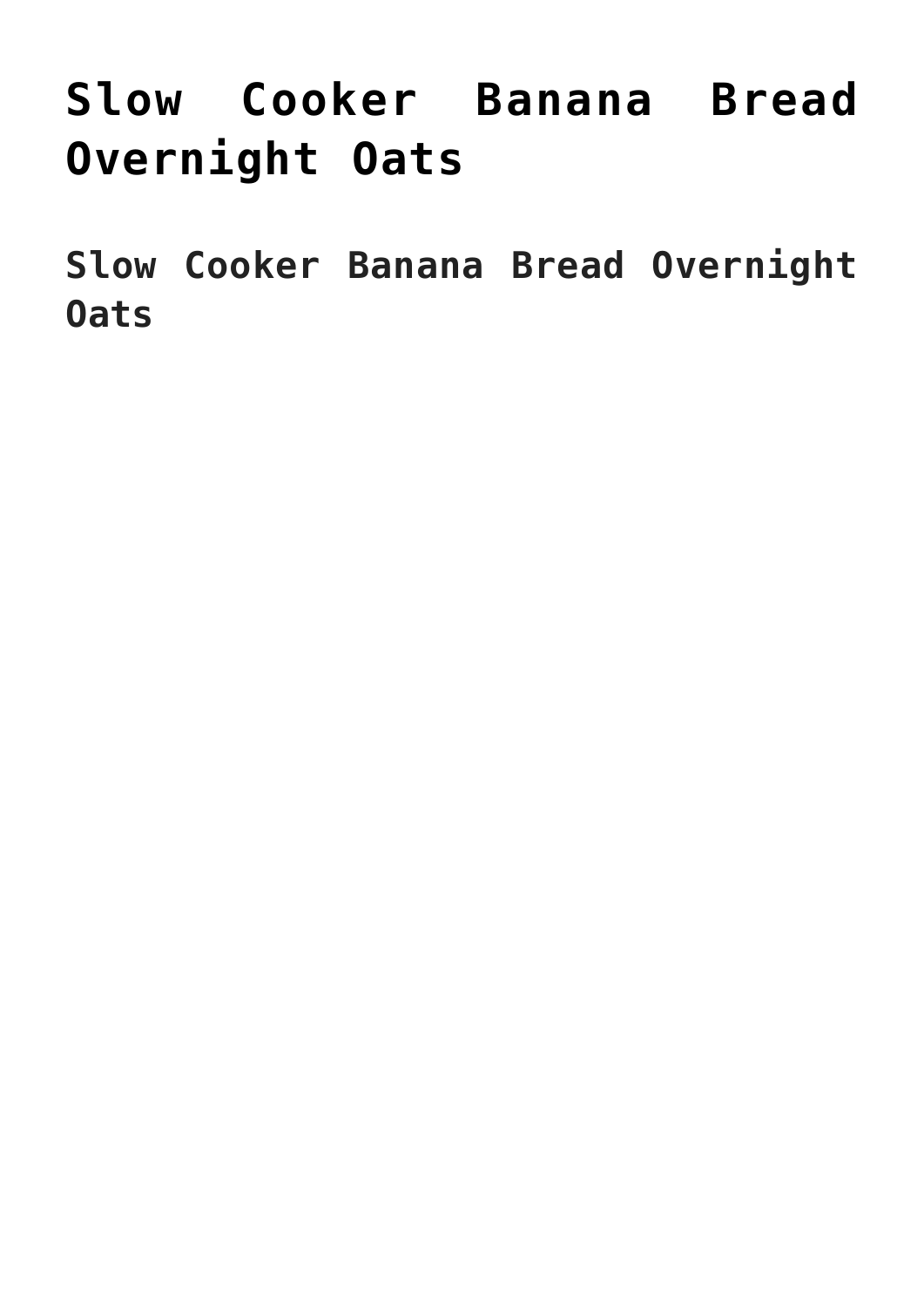# Slow Cooker Banana Bread Overnight Oats

## Slow Cooker Banana Bread Overnight Oats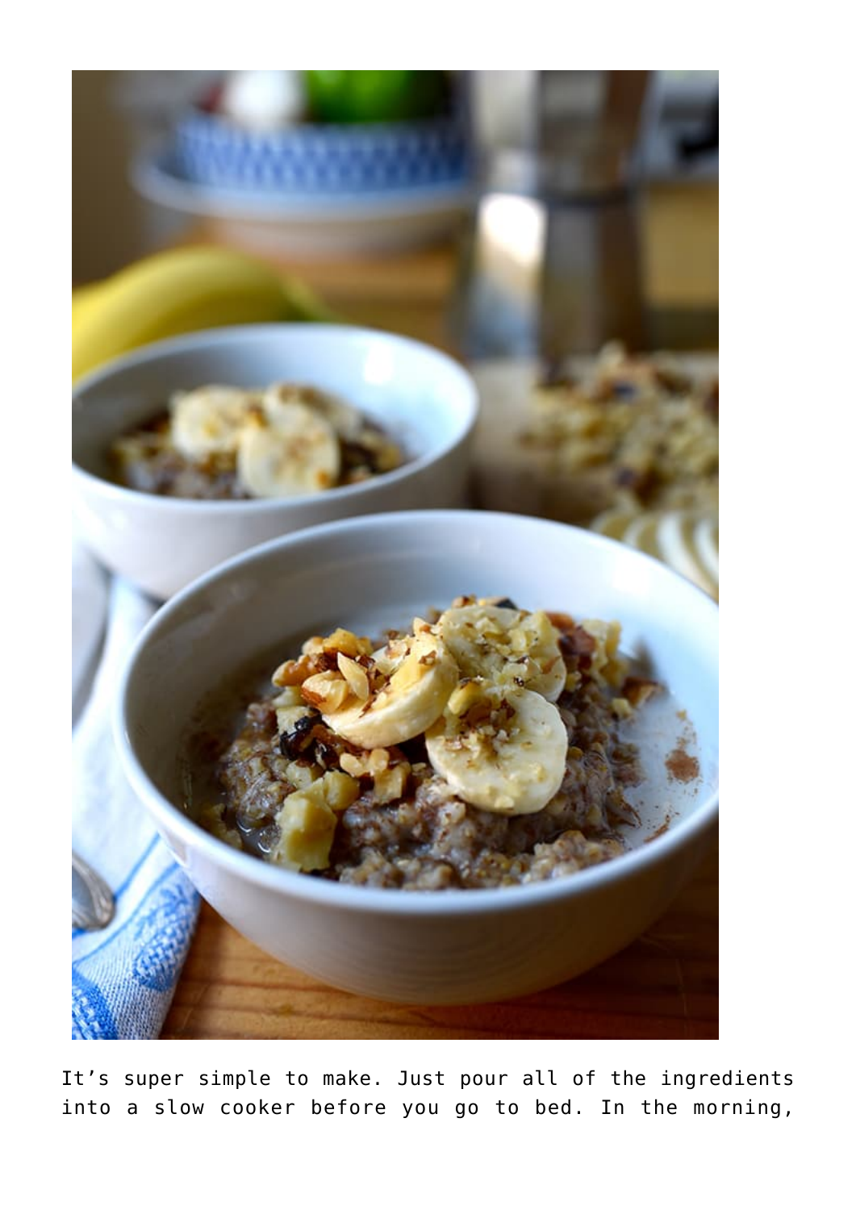It's super simple to make. Just pour all of the ingredients into a slow cooker before you go to bed. In the morning,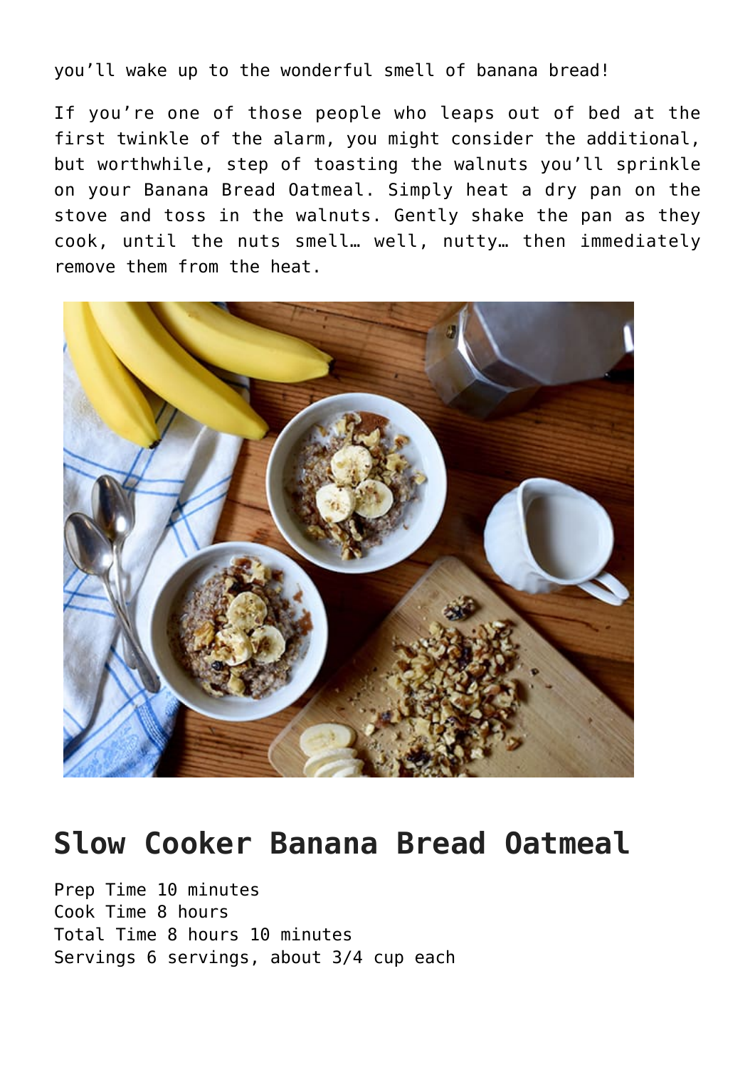you'll wake up to the wonderful smell of banana bread!

If you're one of those people who leaps out of bed at the first twinkle of the alarm, you might consider the additional, but worthwhile, step of toasting the walnuts you'll sprinkle on your Banana Bread Oatmeal. Simply heat a dry pan on the stove and toss in the walnuts. Gently shake the pan as they cook, until the nuts smell… well, nutty… then immediately remove them from the heat.

## Slow Cooker Banana Bread Oatmeal

Prep Time 10 minutes
Cook Time 8 hours
Total Time 8 hours 10 minutes
Servings 6 servings, about 3/4 cup each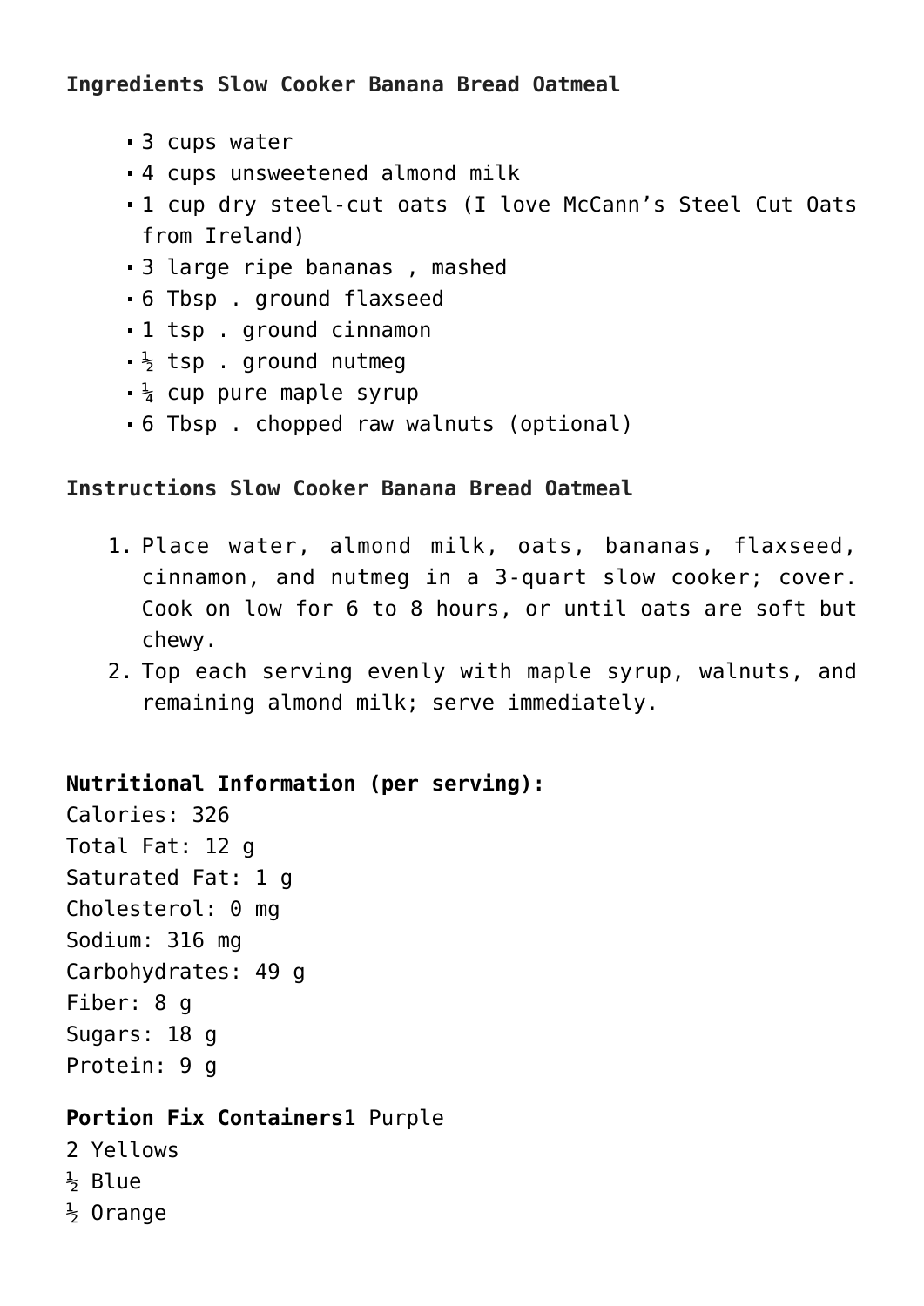**Ingredients Slow Cooker Banana Bread Oatmeal**

- 3 cups water
- 4 cups unsweetened almond milk
- 1 cup dry steel-cut oats (I love McCann's Steel Cut Oats from Ireland)
- 3 large ripe bananas , mashed
- 6 Tbsp . ground flaxseed
- 1 tsp . ground cinnamon
- ½ tsp . ground nutmeg
- ¼ cup pure maple syrup
- 6 Tbsp . chopped raw walnuts (optional)

**Instructions Slow Cooker Banana Bread Oatmeal**

1. Place water, almond milk, oats, bananas, flaxseed, cinnamon, and nutmeg in a 3-quart slow cooker; cover. Cook on low for 6 to 8 hours, or until oats are soft but chewy.
2. Top each serving evenly with maple syrup, walnuts, and remaining almond milk; serve immediately.

**Nutritional Information (per serving):**
Calories: 326
Total Fat: 12 g
Saturated Fat: 1 g
Cholesterol: 0 mg
Sodium: 316 mg
Carbohydrates: 49 g
Fiber: 8 g
Sugars: 18 g
Protein: 9 g

**Portion Fix Containers**1 Purple
2 Yellows
½ Blue
½ Orange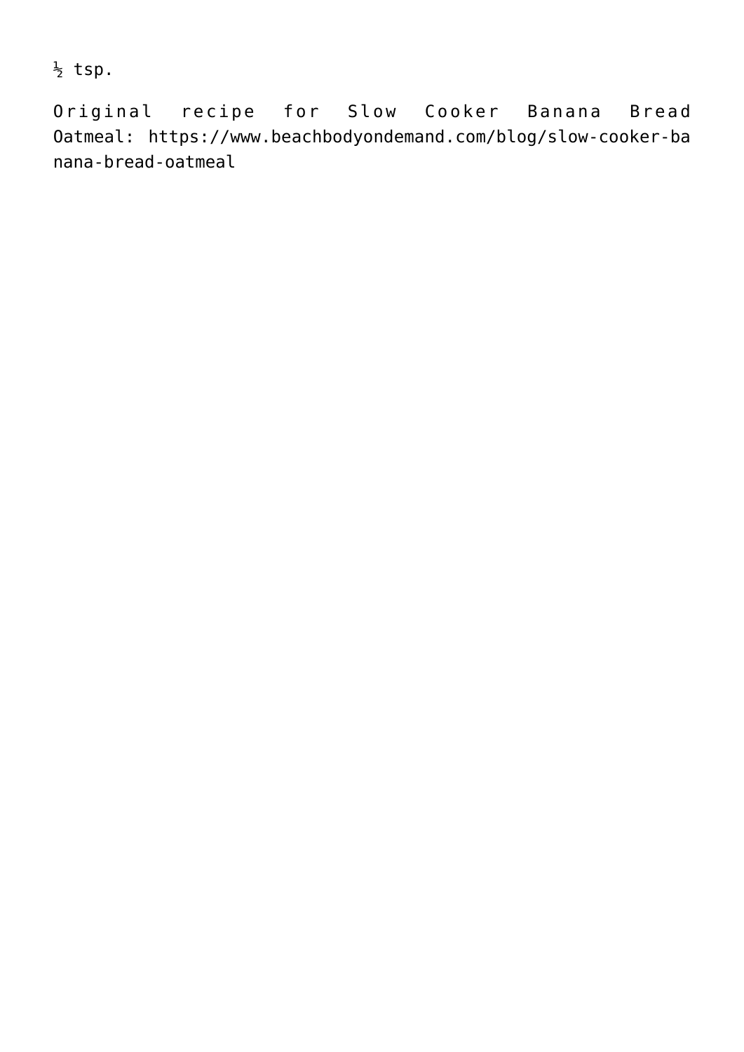½ tsp.

Original recipe for Slow Cooker Banana Bread Oatmeal: https://www.beachbodyondemand.com/blog/slow-cooker-banana-bread-oatmeal